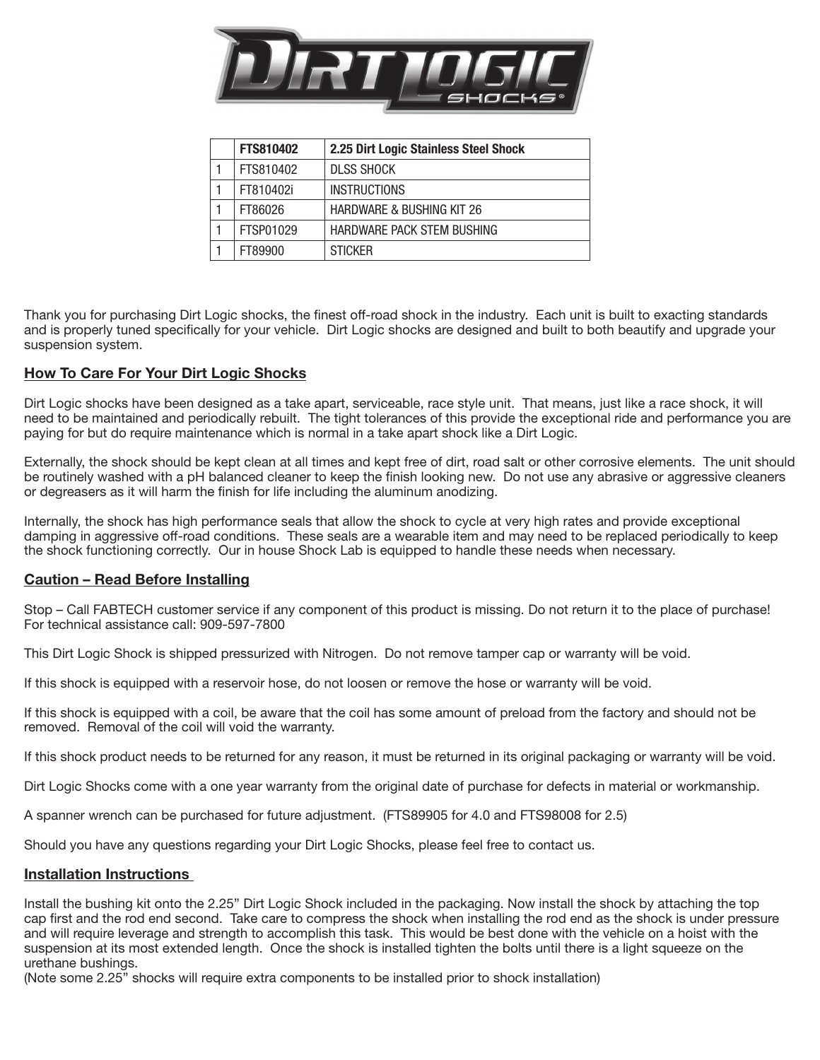# DIRT LOGIC SHOCKS

| | FTS810402 | 2.25 Dirt Logic Stainless Steel Shock |
|---|---|---|
| 1 | FTS810402 | DLSS SHOCK |
| 1 | FT810402i | INSTRUCTIONS |
| 1 | FT86026 | HARDWARE & BUSHING KIT 26 |
| 1 | FTSP01029 | HARDWARE PACK STEM BUSHING |
| 1 | FT89900 | STICKER |

Thank you for purchasing Dirt Logic shocks, the finest off-road shock in the industry. Each unit is built to exacting standards and is properly tuned specifically for your vehicle. Dirt Logic shocks are designed and built to both beautify and upgrade your suspension system.

## How To Care For Your Dirt Logic Shocks

Dirt Logic shocks have been designed as a take apart, serviceable, race style unit. That means, just like a race shock, it will need to be maintained and periodically rebuilt. The tight tolerances of this provide the exceptional ride and performance you are paying for but do require maintenance which is normal in a take apart shock like a Dirt Logic.

Externally, the shock should be kept clean at all times and kept free of dirt, road salt or other corrosive elements. The unit should be routinely washed with a pH balanced cleaner to keep the finish looking new. Do not use any abrasive or aggressive cleaners or degreasers as it will harm the finish for life including the aluminum anodizing.

Internally, the shock has high performance seals that allow the shock to cycle at very high rates and provide exceptional damping in aggressive off-road conditions. These seals are a wearable item and may need to be replaced periodically to keep the shock functioning correctly. Our in house Shock Lab is equipped to handle these needs when necessary.

## Caution – Read Before Installing

Stop – Call FABTECH customer service if any component of this product is missing. Do not return it to the place of purchase! For technical assistance call: 909-597-7800

This Dirt Logic Shock is shipped pressurized with Nitrogen. Do not remove tamper cap or warranty will be void.

If this shock is equipped with a reservoir hose, do not loosen or remove the hose or warranty will be void.

If this shock is equipped with a coil, be aware that the coil has some amount of preload from the factory and should not be removed. Removal of the coil will void the warranty.

If this shock product needs to be returned for any reason, it must be returned in its original packaging or warranty will be void.

Dirt Logic Shocks come with a one year warranty from the original date of purchase for defects in material or workmanship.

A spanner wrench can be purchased for future adjustment. (FTS89905 for 4.0 and FTS98008 for 2.5)

Should you have any questions regarding your Dirt Logic Shocks, please feel free to contact us.

## Installation Instructions

Install the bushing kit onto the 2.25" Dirt Logic Shock included in the packaging. Now install the shock by attaching the top cap first and the rod end second. Take care to compress the shock when installing the rod end as the shock is under pressure and will require leverage and strength to accomplish this task. This would be best done with the vehicle on a hoist with the suspension at its most extended length. Once the shock is installed tighten the bolts until there is a light squeeze on the urethane bushings.
(Note some 2.25" shocks will require extra components to be installed prior to shock installation)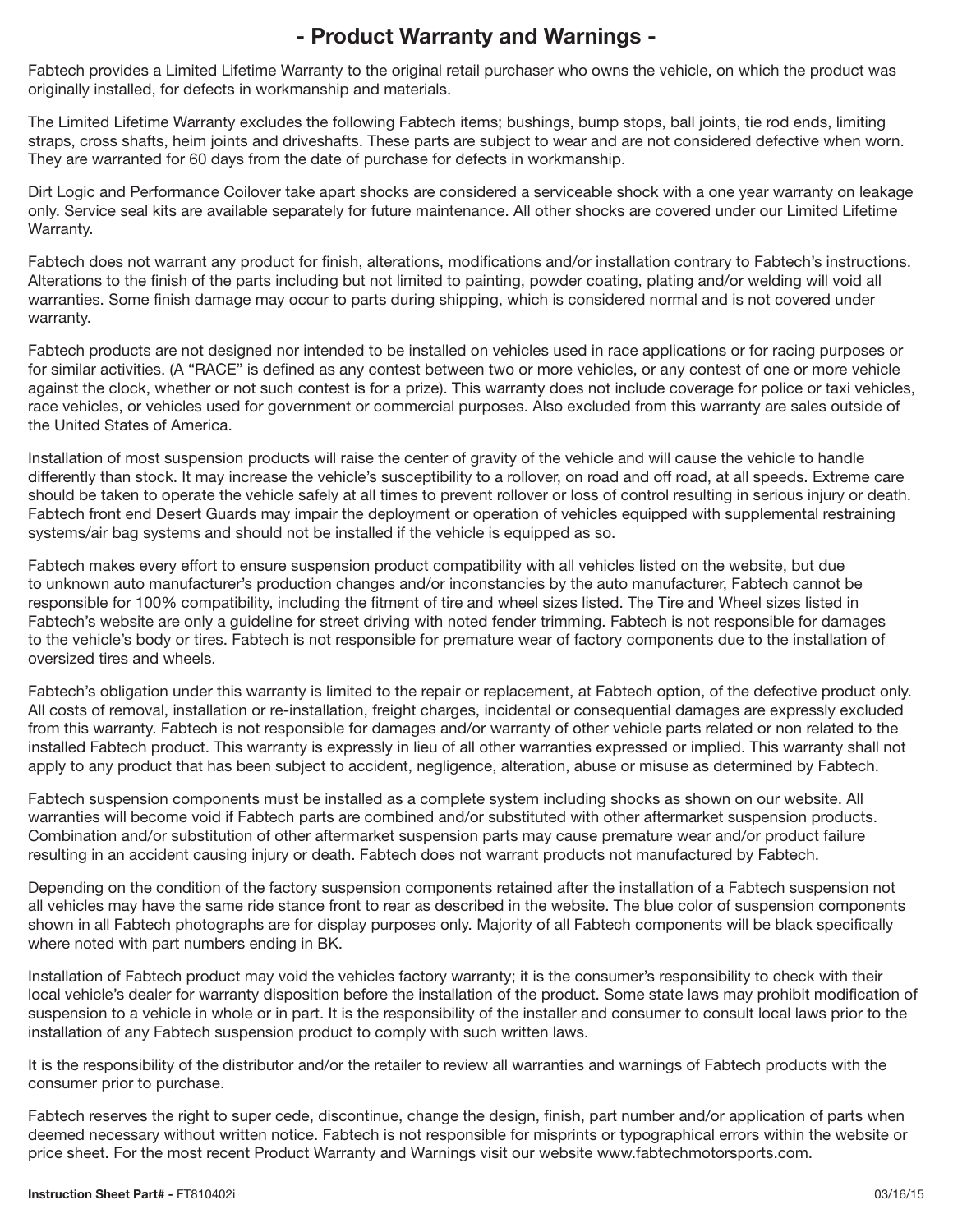# - Product Warranty and Warnings -

Fabtech provides a Limited Lifetime Warranty to the original retail purchaser who owns the vehicle, on which the product was originally installed, for defects in workmanship and materials.

The Limited Lifetime Warranty excludes the following Fabtech items; bushings, bump stops, ball joints, tie rod ends, limiting straps, cross shafts, heim joints and driveshafts. These parts are subject to wear and are not considered defective when worn. They are warranted for 60 days from the date of purchase for defects in workmanship.

Dirt Logic and Performance Coilover take apart shocks are considered a serviceable shock with a one year warranty on leakage only. Service seal kits are available separately for future maintenance. All other shocks are covered under our Limited Lifetime Warranty.

Fabtech does not warrant any product for finish, alterations, modifications and/or installation contrary to Fabtech's instructions. Alterations to the finish of the parts including but not limited to painting, powder coating, plating and/or welding will void all warranties. Some finish damage may occur to parts during shipping, which is considered normal and is not covered under warranty.

Fabtech products are not designed nor intended to be installed on vehicles used in race applications or for racing purposes or for similar activities. (A "RACE" is defined as any contest between two or more vehicles, or any contest of one or more vehicle against the clock, whether or not such contest is for a prize). This warranty does not include coverage for police or taxi vehicles, race vehicles, or vehicles used for government or commercial purposes. Also excluded from this warranty are sales outside of the United States of America.

Installation of most suspension products will raise the center of gravity of the vehicle and will cause the vehicle to handle differently than stock. It may increase the vehicle's susceptibility to a rollover, on road and off road, at all speeds. Extreme care should be taken to operate the vehicle safely at all times to prevent rollover or loss of control resulting in serious injury or death. Fabtech front end Desert Guards may impair the deployment or operation of vehicles equipped with supplemental restraining systems/air bag systems and should not be installed if the vehicle is equipped as so.

Fabtech makes every effort to ensure suspension product compatibility with all vehicles listed on the website, but due to unknown auto manufacturer's production changes and/or inconstancies by the auto manufacturer, Fabtech cannot be responsible for 100% compatibility, including the fitment of tire and wheel sizes listed. The Tire and Wheel sizes listed in Fabtech's website are only a guideline for street driving with noted fender trimming. Fabtech is not responsible for damages to the vehicle's body or tires. Fabtech is not responsible for premature wear of factory components due to the installation of oversized tires and wheels.

Fabtech's obligation under this warranty is limited to the repair or replacement, at Fabtech option, of the defective product only. All costs of removal, installation or re-installation, freight charges, incidental or consequential damages are expressly excluded from this warranty. Fabtech is not responsible for damages and/or warranty of other vehicle parts related or non related to the installed Fabtech product. This warranty is expressly in lieu of all other warranties expressed or implied. This warranty shall not apply to any product that has been subject to accident, negligence, alteration, abuse or misuse as determined by Fabtech.

Fabtech suspension components must be installed as a complete system including shocks as shown on our website. All warranties will become void if Fabtech parts are combined and/or substituted with other aftermarket suspension products. Combination and/or substitution of other aftermarket suspension parts may cause premature wear and/or product failure resulting in an accident causing injury or death. Fabtech does not warrant products not manufactured by Fabtech.

Depending on the condition of the factory suspension components retained after the installation of a Fabtech suspension not all vehicles may have the same ride stance front to rear as described in the website. The blue color of suspension components shown in all Fabtech photographs are for display purposes only. Majority of all Fabtech components will be black specifically where noted with part numbers ending in BK.

Installation of Fabtech product may void the vehicles factory warranty; it is the consumer's responsibility to check with their local vehicle's dealer for warranty disposition before the installation of the product. Some state laws may prohibit modification of suspension to a vehicle in whole or in part. It is the responsibility of the installer and consumer to consult local laws prior to the installation of any Fabtech suspension product to comply with such written laws.

It is the responsibility of the distributor and/or the retailer to review all warranties and warnings of Fabtech products with the consumer prior to purchase.

Fabtech reserves the right to super cede, discontinue, change the design, finish, part number and/or application of parts when deemed necessary without written notice. Fabtech is not responsible for misprints or typographical errors within the website or price sheet. For the most recent Product Warranty and Warnings visit our website www.fabtechmotorsports.com.

**Instruction Sheet Part# -** FT810402i

03/16/15